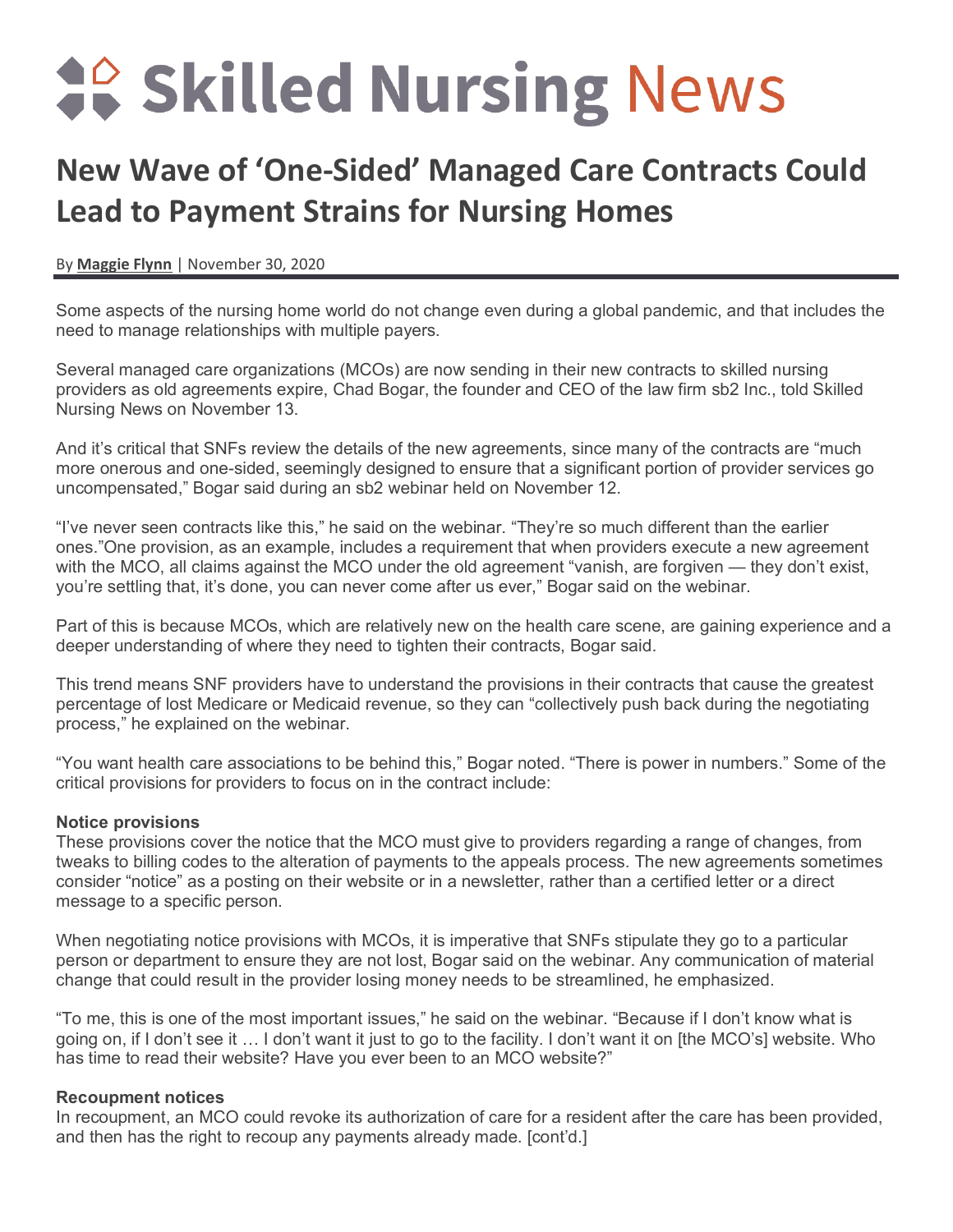# Skilled Nursing News

## New Wave of 'One-Sided' Managed Care Contracts Could Lead to Payment Strains for Nursing Homes

By **Maggie Flynn** | November 30, 2020

Some aspects of the nursing home world do not change even during a global pandemic, and that includes the need to manage relationships with multiple payers.

Several managed care organizations (MCOs) are now sending in their new contracts to skilled nursing providers as old agreements expire, Chad Bogar, the founder and CEO of the law firm sb2 Inc., told Skilled Nursing News on November 13.

And it's critical that SNFs review the details of the new agreements, since many of the contracts are "much more onerous and one-sided, seemingly designed to ensure that a significant portion of provider services go uncompensated," Bogar said during an sb2 webinar held on November 12.

"I've never seen contracts like this," he said on the webinar. "They're so much different than the earlier ones."One provision, as an example, includes a requirement that when providers execute a new agreement with the MCO, all claims against the MCO under the old agreement "vanish, are forgiven — they don't exist, you're settling that, it's done, you can never come after us ever," Bogar said on the webinar.

Part of this is because MCOs, which are relatively new on the health care scene, are gaining experience and a deeper understanding of where they need to tighten their contracts, Bogar said.

This trend means SNF providers have to understand the provisions in their contracts that cause the greatest percentage of lost Medicare or Medicaid revenue, so they can "collectively push back during the negotiating process," he explained on the webinar.

"You want health care associations to be behind this," Bogar noted. "There is power in numbers." Some of the critical provisions for providers to focus on in the contract include:

**Notice provisions**

These provisions cover the notice that the MCO must give to providers regarding a range of changes, from tweaks to billing codes to the alteration of payments to the appeals process. The new agreements sometimes consider "notice" as a posting on their website or in a newsletter, rather than a certified letter or a direct message to a specific person.

When negotiating notice provisions with MCOs, it is imperative that SNFs stipulate they go to a particular person or department to ensure they are not lost, Bogar said on the webinar. Any communication of material change that could result in the provider losing money needs to be streamlined, he emphasized.

"To me, this is one of the most important issues," he said on the webinar. "Because if I don't know what is going on, if I don't see it … I don't want it just to go to the facility. I don't want it on [the MCO's] website. Who has time to read their website? Have you ever been to an MCO website?"

**Recoupment notices**

In recoupment, an MCO could revoke its authorization of care for a resident after the care has been provided, and then has the right to recoup any payments already made. [cont'd.]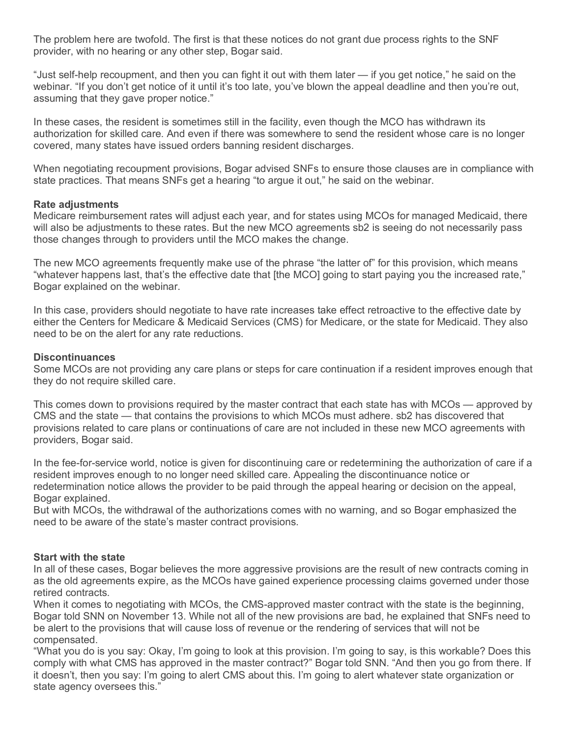The problem here are twofold. The first is that these notices do not grant due process rights to the SNF provider, with no hearing or any other step, Bogar said.

"Just self-help recoupment, and then you can fight it out with them later — if you get notice," he said on the webinar. "If you don't get notice of it until it's too late, you've blown the appeal deadline and then you're out, assuming that they gave proper notice."

In these cases, the resident is sometimes still in the facility, even though the MCO has withdrawn its authorization for skilled care. And even if there was somewhere to send the resident whose care is no longer covered, many states have issued orders banning resident discharges.

When negotiating recoupment provisions, Bogar advised SNFs to ensure those clauses are in compliance with state practices. That means SNFs get a hearing "to argue it out," he said on the webinar.

**Rate adjustments**

Medicare reimbursement rates will adjust each year, and for states using MCOs for managed Medicaid, there will also be adjustments to these rates. But the new MCO agreements sb2 is seeing do not necessarily pass those changes through to providers until the MCO makes the change.

The new MCO agreements frequently make use of the phrase "the latter of" for this provision, which means "whatever happens last, that's the effective date that [the MCO] going to start paying you the increased rate," Bogar explained on the webinar.

In this case, providers should negotiate to have rate increases take effect retroactive to the effective date by either the Centers for Medicare & Medicaid Services (CMS) for Medicare, or the state for Medicaid. They also need to be on the alert for any rate reductions.

**Discontinuances**

Some MCOs are not providing any care plans or steps for care continuation if a resident improves enough that they do not require skilled care.

This comes down to provisions required by the master contract that each state has with MCOs — approved by CMS and the state — that contains the provisions to which MCOs must adhere. sb2 has discovered that provisions related to care plans or continuations of care are not included in these new MCO agreements with providers, Bogar said.

In the fee-for-service world, notice is given for discontinuing care or redetermining the authorization of care if a resident improves enough to no longer need skilled care. Appealing the discontinuance notice or redetermination notice allows the provider to be paid through the appeal hearing or decision on the appeal, Bogar explained.

But with MCOs, the withdrawal of the authorizations comes with no warning, and so Bogar emphasized the need to be aware of the state's master contract provisions.

**Start with the state**

In all of these cases, Bogar believes the more aggressive provisions are the result of new contracts coming in as the old agreements expire, as the MCOs have gained experience processing claims governed under those retired contracts.

When it comes to negotiating with MCOs, the CMS-approved master contract with the state is the beginning, Bogar told SNN on November 13. While not all of the new provisions are bad, he explained that SNFs need to be alert to the provisions that will cause loss of revenue or the rendering of services that will not be compensated.

"What you do is you say: Okay, I'm going to look at this provision. I'm going to say, is this workable? Does this comply with what CMS has approved in the master contract?" Bogar told SNN. "And then you go from there. If it doesn't, then you say: I'm going to alert CMS about this. I'm going to alert whatever state organization or state agency oversees this."